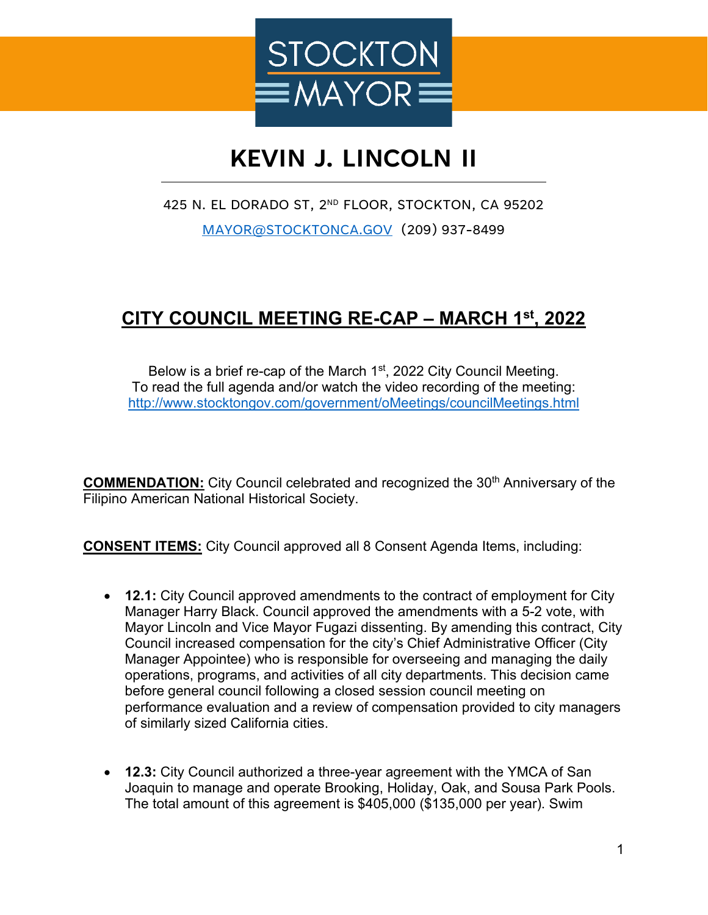STOCKTON MAYOR

# KEVIN J. LINCOLN II

425 N. EL DORADO ST, 2ND FLOOR, STOCKTON, CA 95202

[MAYOR@STOCKTONCA.GOV](mailto:MAYOR@STOCKTONCA.GOV) (209) 937-8499

## CITY COUNCIL MEETING RE-CAP – MARCH 1st, 2022

Below is a brief re-cap of the March 1st, 2022 City Council Meeting.
To read the full agenda and/or watch the video recording of the meeting:
[http://www.stocktongov.com/government/oMeetings/councilMeetings.html](http://www.stocktongov.com/government/oMeetings/councilMeetings.html)

**COMMENDATION:** City Council celebrated and recognized the 30th Anniversary of the Filipino American National Historical Society.

**CONSENT ITEMS:** City Council approved all 8 Consent Agenda Items, including:

- **12.1:** City Council approved amendments to the contract of employment for City Manager Harry Black. Council approved the amendments with a 5-2 vote, with Mayor Lincoln and Vice Mayor Fugazi dissenting. By amending this contract, City Council increased compensation for the city's Chief Administrative Officer (City Manager Appointee) who is responsible for overseeing and managing the daily operations, programs, and activities of all city departments. This decision came before general council following a closed session council meeting on performance evaluation and a review of compensation provided to city managers of similarly sized California cities.

- **12.3:** City Council authorized a three-year agreement with the YMCA of San Joaquin to manage and operate Brooking, Holiday, Oak, and Sousa Park Pools. The total amount of this agreement is $405,000 ($135,000 per year). Swim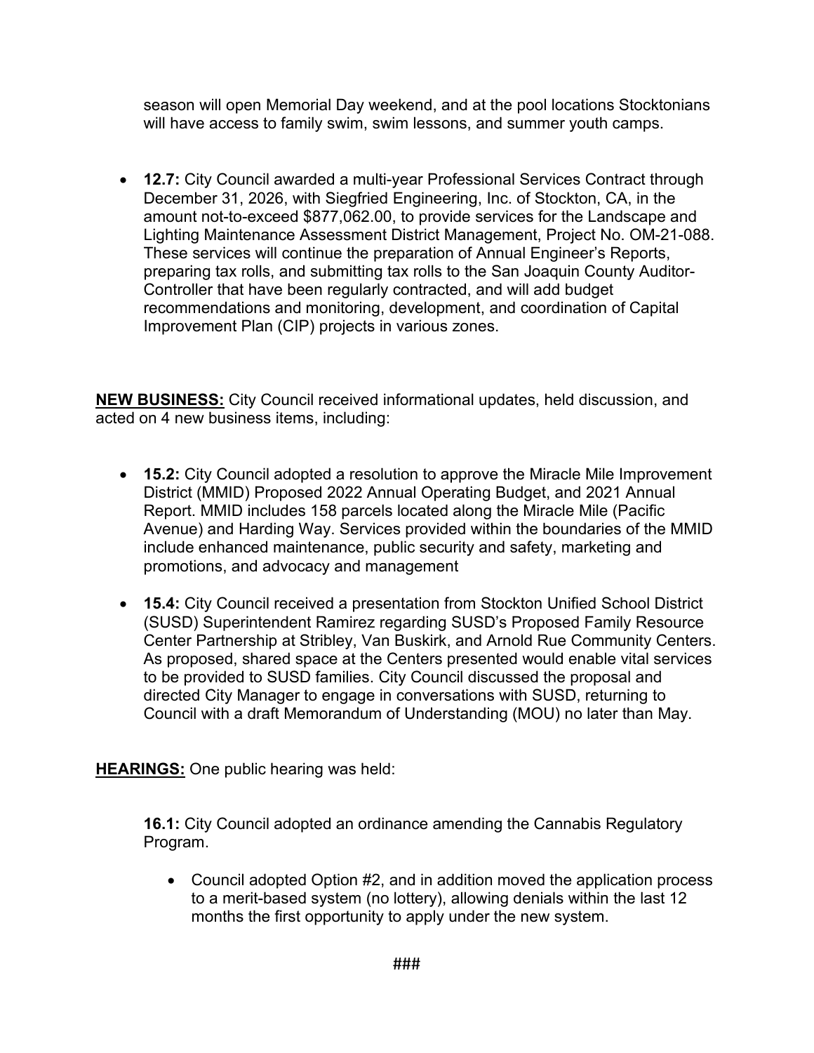season will open Memorial Day weekend, and at the pool locations Stocktonians will have access to family swim, swim lessons, and summer youth camps.

- **12.7:** City Council awarded a multi-year Professional Services Contract through December 31, 2026, with Siegfried Engineering, Inc. of Stockton, CA, in the amount not-to-exceed $877,062.00, to provide services for the Landscape and Lighting Maintenance Assessment District Management, Project No. OM-21-088. These services will continue the preparation of Annual Engineer's Reports, preparing tax rolls, and submitting tax rolls to the San Joaquin County Auditor-Controller that have been regularly contracted, and will add budget recommendations and monitoring, development, and coordination of Capital Improvement Plan (CIP) projects in various zones.

**NEW BUSINESS:** City Council received informational updates, held discussion, and acted on 4 new business items, including:

- **15.2:** City Council adopted a resolution to approve the Miracle Mile Improvement District (MMID) Proposed 2022 Annual Operating Budget, and 2021 Annual Report. MMID includes 158 parcels located along the Miracle Mile (Pacific Avenue) and Harding Way. Services provided within the boundaries of the MMID include enhanced maintenance, public security and safety, marketing and promotions, and advocacy and management

- **15.4:** City Council received a presentation from Stockton Unified School District (SUSD) Superintendent Ramirez regarding SUSD's Proposed Family Resource Center Partnership at Stribley, Van Buskirk, and Arnold Rue Community Centers. As proposed, shared space at the Centers presented would enable vital services to be provided to SUSD families. City Council discussed the proposal and directed City Manager to engage in conversations with SUSD, returning to Council with a draft Memorandum of Understanding (MOU) no later than May.

**HEARINGS:** One public hearing was held:

**16.1:** City Council adopted an ordinance amending the Cannabis Regulatory Program.

- Council adopted Option #2, and in addition moved the application process to a merit-based system (no lottery), allowing denials within the last 12 months the first opportunity to apply under the new system.

###